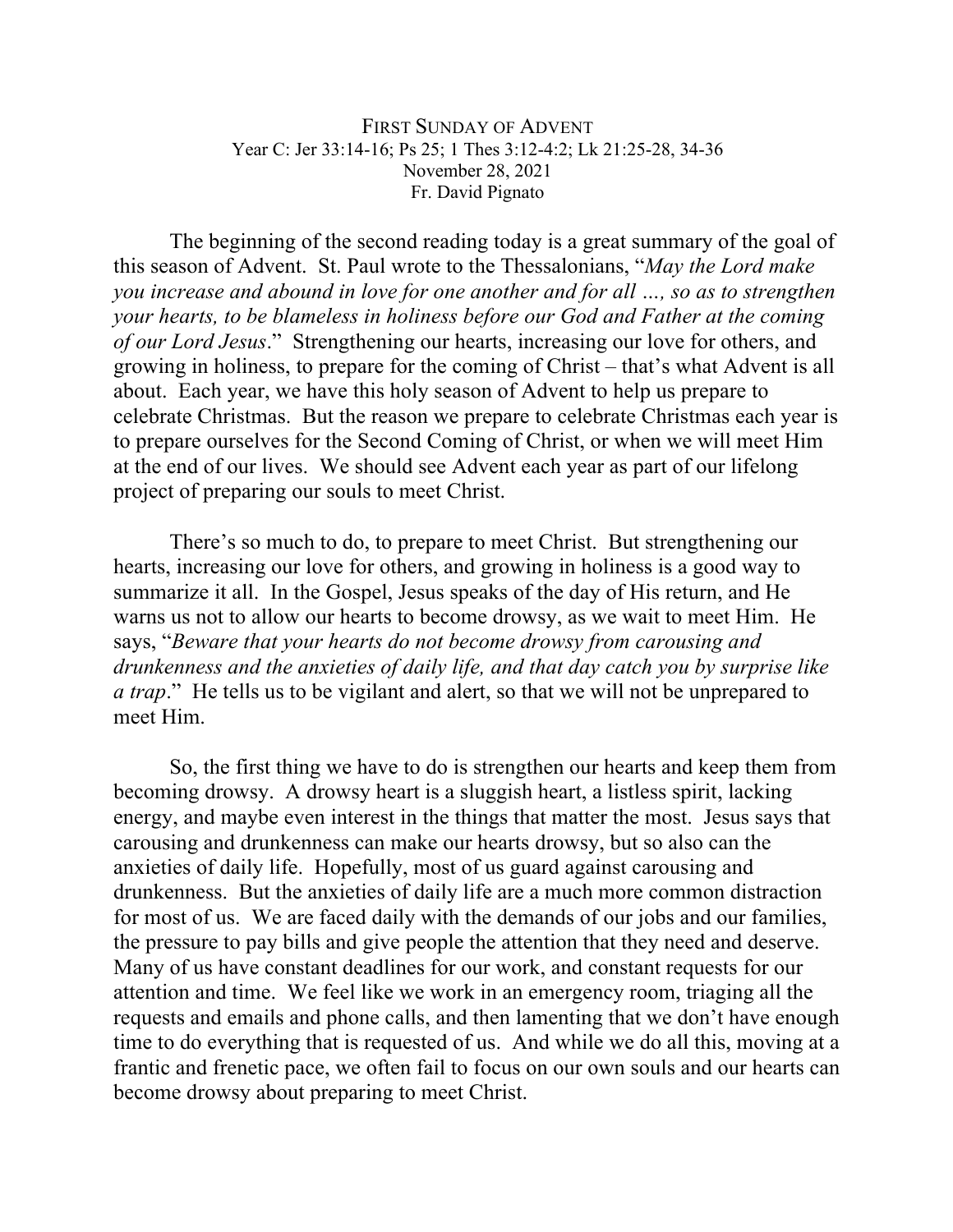# FIRST SUNDAY OF ADVENT

Year C: Jer 33:14-16; Ps 25; 1 Thes 3:12-4:2; Lk 21:25-28, 34-36

November 28, 2021

Fr. David Pignato

The beginning of the second reading today is a great summary of the goal of this season of Advent. St. Paul wrote to the Thessalonians, "*May the Lord make you increase and abound in love for one another and for all …, so as to strengthen your hearts, to be blameless in holiness before our God and Father at the coming of our Lord Jesus*." Strengthening our hearts, increasing our love for others, and growing in holiness, to prepare for the coming of Christ – that's what Advent is all about. Each year, we have this holy season of Advent to help us prepare to celebrate Christmas. But the reason we prepare to celebrate Christmas each year is to prepare ourselves for the Second Coming of Christ, or when we will meet Him at the end of our lives. We should see Advent each year as part of our lifelong project of preparing our souls to meet Christ.

There's so much to do, to prepare to meet Christ. But strengthening our hearts, increasing our love for others, and growing in holiness is a good way to summarize it all. In the Gospel, Jesus speaks of the day of His return, and He warns us not to allow our hearts to become drowsy, as we wait to meet Him. He says, "*Beware that your hearts do not become drowsy from carousing and drunkenness and the anxieties of daily life, and that day catch you by surprise like a trap*." He tells us to be vigilant and alert, so that we will not be unprepared to meet Him.

So, the first thing we have to do is strengthen our hearts and keep them from becoming drowsy. A drowsy heart is a sluggish heart, a listless spirit, lacking energy, and maybe even interest in the things that matter the most. Jesus says that carousing and drunkenness can make our hearts drowsy, but so also can the anxieties of daily life. Hopefully, most of us guard against carousing and drunkenness. But the anxieties of daily life are a much more common distraction for most of us. We are faced daily with the demands of our jobs and our families, the pressure to pay bills and give people the attention that they need and deserve. Many of us have constant deadlines for our work, and constant requests for our attention and time. We feel like we work in an emergency room, triaging all the requests and emails and phone calls, and then lamenting that we don't have enough time to do everything that is requested of us. And while we do all this, moving at a frantic and frenetic pace, we often fail to focus on our own souls and our hearts can become drowsy about preparing to meet Christ.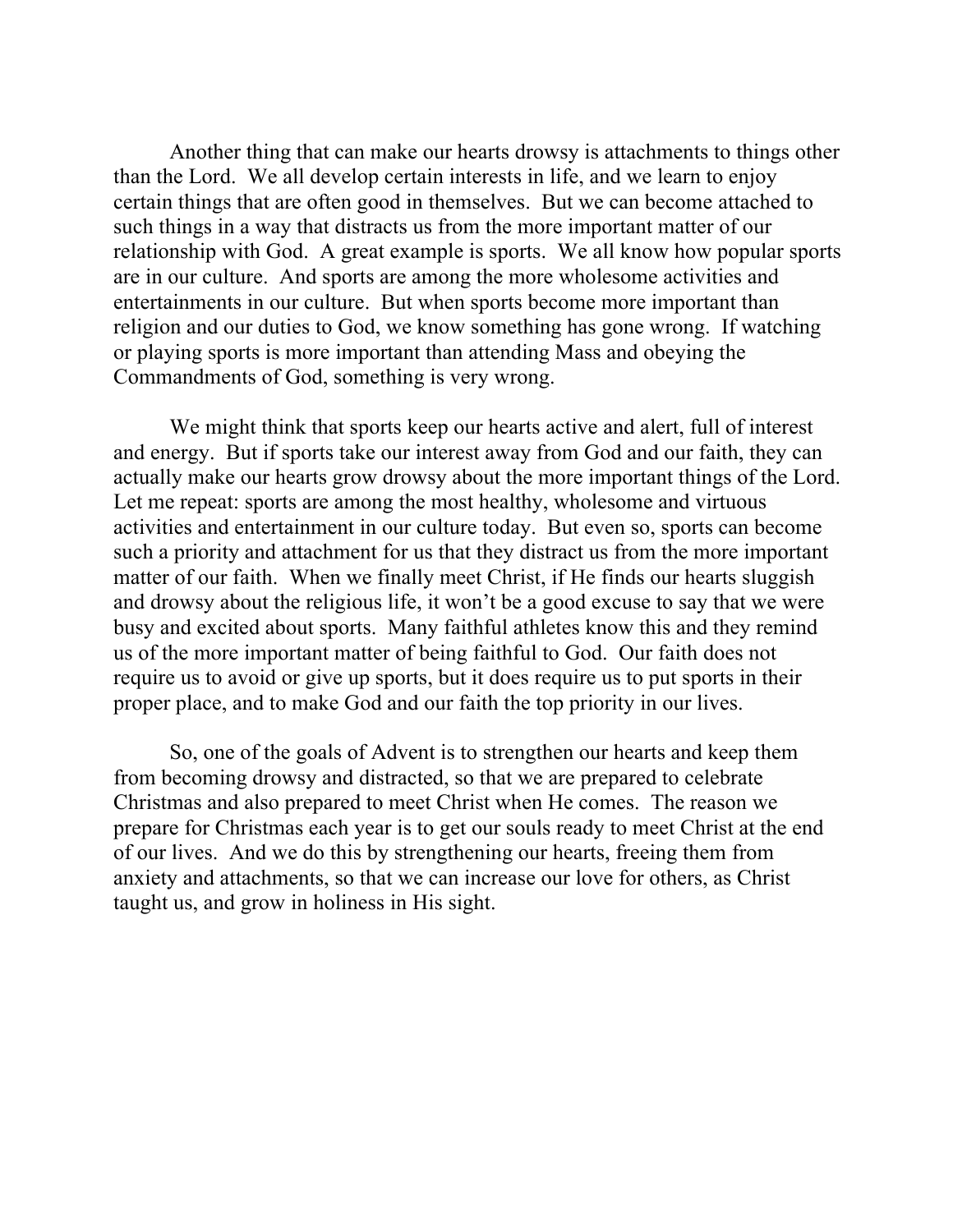Another thing that can make our hearts drowsy is attachments to things other than the Lord. We all develop certain interests in life, and we learn to enjoy certain things that are often good in themselves. But we can become attached to such things in a way that distracts us from the more important matter of our relationship with God. A great example is sports. We all know how popular sports are in our culture. And sports are among the more wholesome activities and entertainments in our culture. But when sports become more important than religion and our duties to God, we know something has gone wrong. If watching or playing sports is more important than attending Mass and obeying the Commandments of God, something is very wrong.

We might think that sports keep our hearts active and alert, full of interest and energy. But if sports take our interest away from God and our faith, they can actually make our hearts grow drowsy about the more important things of the Lord. Let me repeat: sports are among the most healthy, wholesome and virtuous activities and entertainment in our culture today. But even so, sports can become such a priority and attachment for us that they distract us from the more important matter of our faith. When we finally meet Christ, if He finds our hearts sluggish and drowsy about the religious life, it won't be a good excuse to say that we were busy and excited about sports. Many faithful athletes know this and they remind us of the more important matter of being faithful to God. Our faith does not require us to avoid or give up sports, but it does require us to put sports in their proper place, and to make God and our faith the top priority in our lives.

So, one of the goals of Advent is to strengthen our hearts and keep them from becoming drowsy and distracted, so that we are prepared to celebrate Christmas and also prepared to meet Christ when He comes. The reason we prepare for Christmas each year is to get our souls ready to meet Christ at the end of our lives. And we do this by strengthening our hearts, freeing them from anxiety and attachments, so that we can increase our love for others, as Christ taught us, and grow in holiness in His sight.